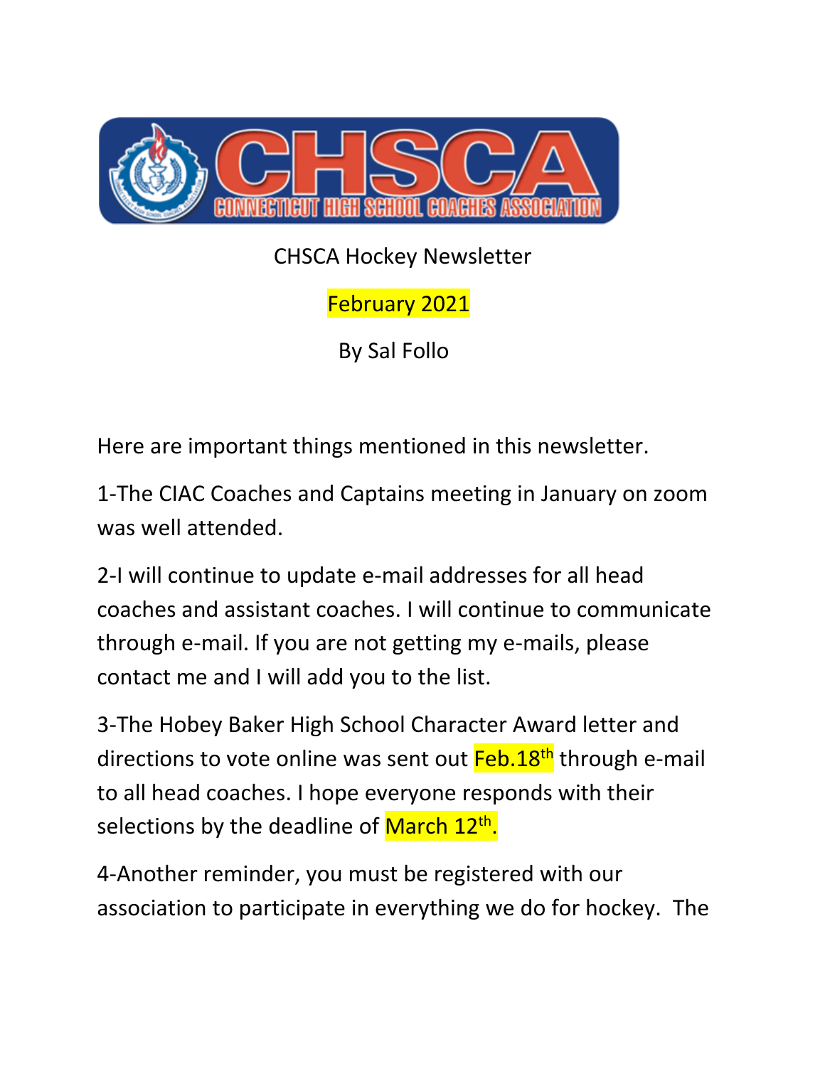CHSCA Hockey Newsletter

February 2021

By Sal Follo

Here are important things mentioned in this newsletter.

1-The CIAC Coaches and Captains meeting in January on zoom was well attended.

2-I will continue to update e-mail addresses for all head coaches and assistant coaches. I will continue to communicate through e-mail. If you are not getting my e-mails, please contact me and I will add you to the list.

3-The Hobey Baker High School Character Award letter and directions to vote online was sent out Feb.18th through e-mail to all head coaches. I hope everyone responds with their selections by the deadline of March 12th.

4-Another reminder, you must be registered with our association to participate in everything we do for hockey. The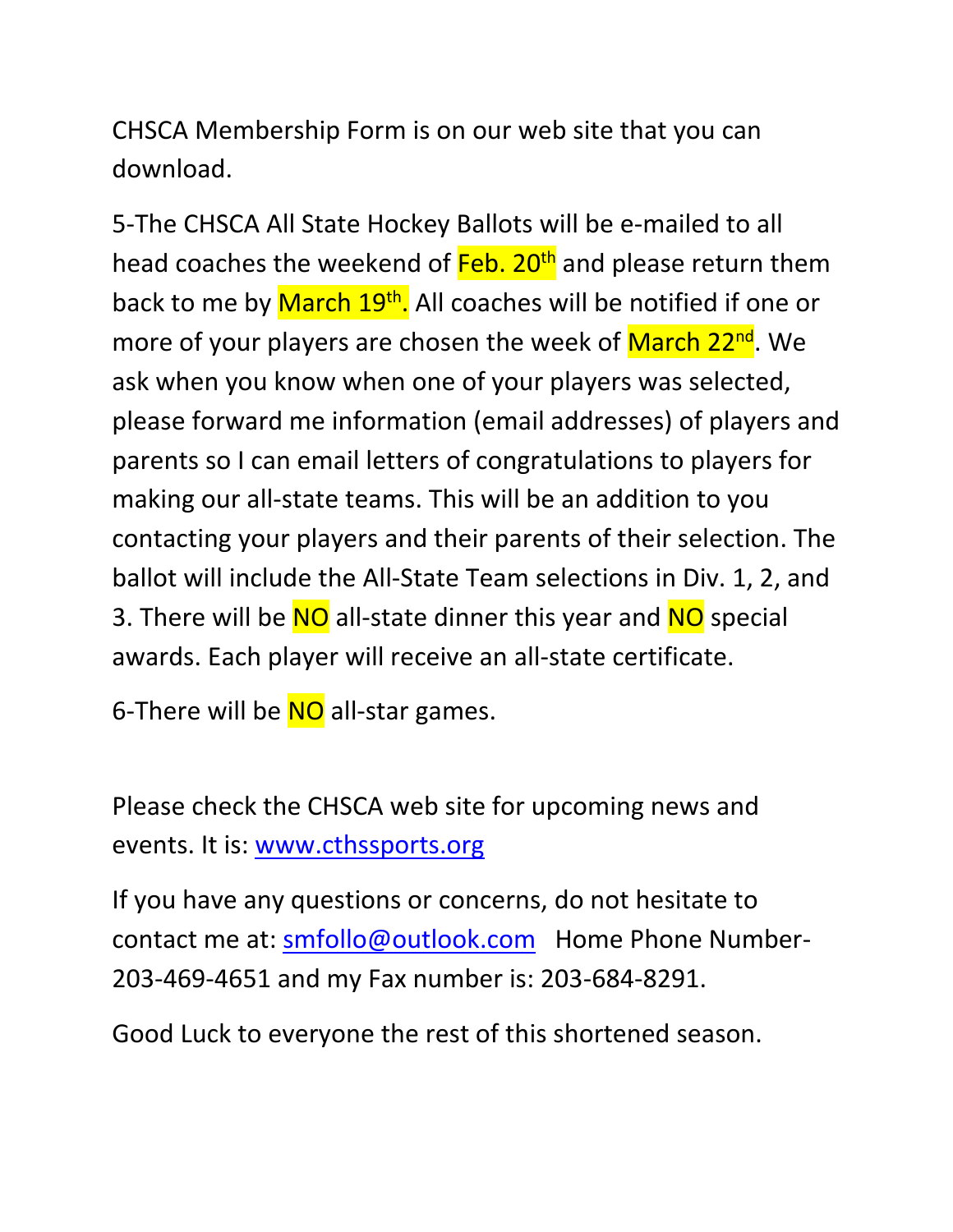CHSCA Membership Form is on our web site that you can download.

5-The CHSCA All State Hockey Ballots will be e-mailed to all head coaches the weekend of Feb. 20th and please return them back to me by March 19th. All coaches will be notified if one or more of your players are chosen the week of March 22nd. We ask when you know when one of your players was selected, please forward me information (email addresses) of players and parents so I can email letters of congratulations to players for making our all-state teams. This will be an addition to you contacting your players and their parents of their selection. The ballot will include the All-State Team selections in Div. 1, 2, and 3. There will be NO all-state dinner this year and NO special awards. Each player will receive an all-state certificate.

6-There will be NO all-star games.

Please check the CHSCA web site for upcoming news and events. It is: www.cthssports.org

If you have any questions or concerns, do not hesitate to contact me at: smfollo@outlook.com  Home Phone Number-203-469-4651 and my Fax number is: 203-684-8291.

Good Luck to everyone the rest of this shortened season.